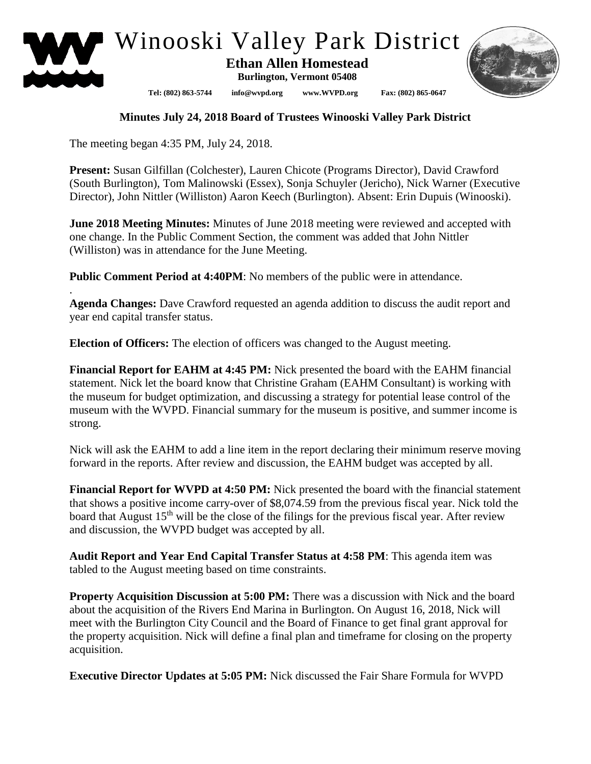# Winooski Valley Park District

**Ethan Allen Homestead**
**Burlington, Vermont 05408**

**Tel: (802) 863-5744 info@wvpd.org www.WVPD.org Fax: (802) 865-0647**

## Minutes July 24, 2018 Board of Trustees Winooski Valley Park District

The meeting began 4:35 PM, July 24, 2018.

**Present:** Susan Gilfillan (Colchester), Lauren Chicote (Programs Director), David Crawford (South Burlington), Tom Malinowski (Essex), Sonja Schuyler (Jericho), Nick Warner (Executive Director), John Nittler (Williston) Aaron Keech (Burlington). Absent: Erin Dupuis (Winooski).

**June 2018 Meeting Minutes:** Minutes of June 2018 meeting were reviewed and accepted with one change. In the Public Comment Section, the comment was added that John Nittler (Williston) was in attendance for the June Meeting.

**Public Comment Period at 4:40PM**: No members of the public were in attendance.

.

**Agenda Changes:** Dave Crawford requested an agenda addition to discuss the audit report and year end capital transfer status.

**Election of Officers:** The election of officers was changed to the August meeting.

**Financial Report for EAHM at 4:45 PM:** Nick presented the board with the EAHM financial statement. Nick let the board know that Christine Graham (EAHM Consultant) is working with the museum for budget optimization, and discussing a strategy for potential lease control of the museum with the WVPD. Financial summary for the museum is positive, and summer income is strong.

Nick will ask the EAHM to add a line item in the report declaring their minimum reserve moving forward in the reports. After review and discussion, the EAHM budget was accepted by all.

**Financial Report for WVPD at 4:50 PM:** Nick presented the board with the financial statement that shows a positive income carry-over of $8,074.59 from the previous fiscal year. Nick told the board that August 15th will be the close of the filings for the previous fiscal year. After review and discussion, the WVPD budget was accepted by all.

**Audit Report and Year End Capital Transfer Status at 4:58 PM**: This agenda item was tabled to the August meeting based on time constraints.

**Property Acquisition Discussion at 5:00 PM:** There was a discussion with Nick and the board about the acquisition of the Rivers End Marina in Burlington. On August 16, 2018, Nick will meet with the Burlington City Council and the Board of Finance to get final grant approval for the property acquisition. Nick will define a final plan and timeframe for closing on the property acquisition.

**Executive Director Updates at 5:05 PM:** Nick discussed the Fair Share Formula for WVPD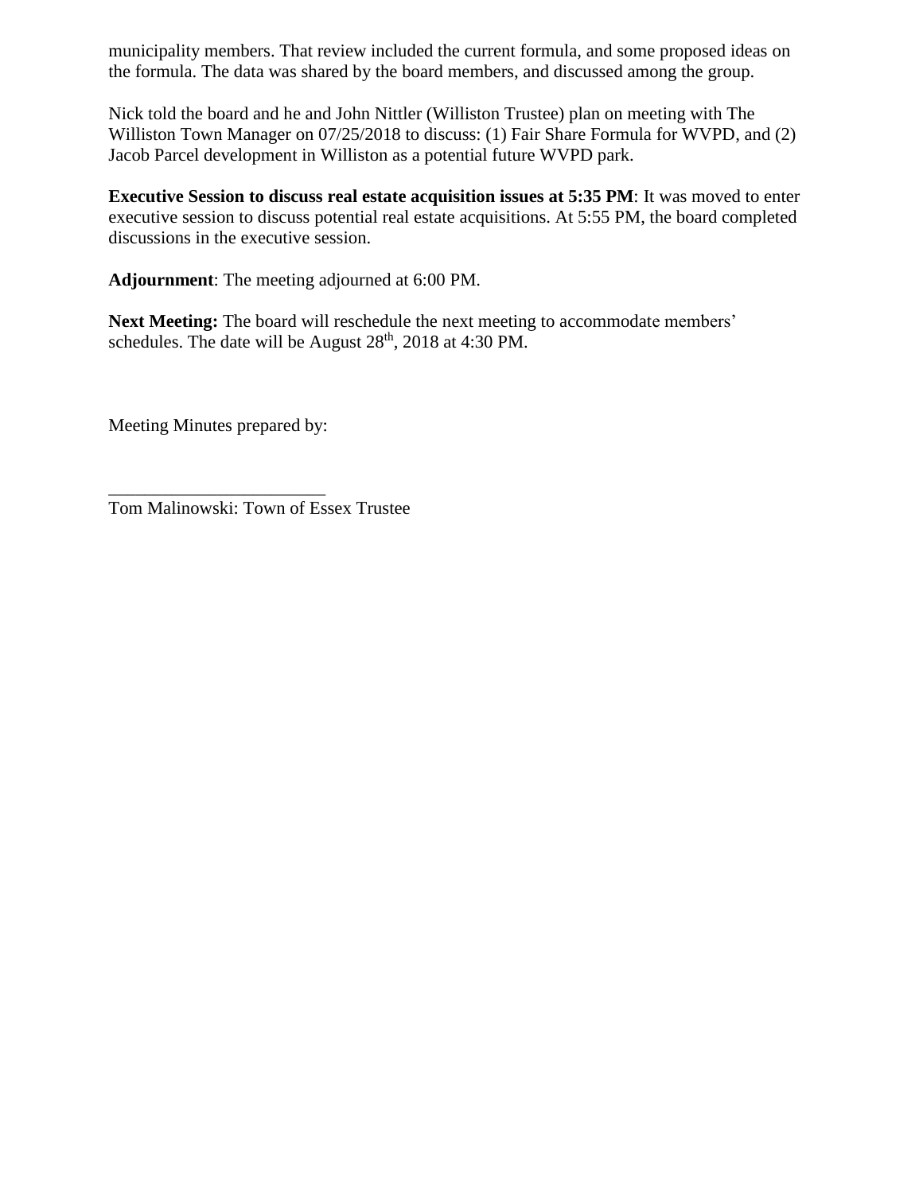municipality members. That review included the current formula, and some proposed ideas on the formula. The data was shared by the board members, and discussed among the group.

Nick told the board and he and John Nittler (Williston Trustee) plan on meeting with The Williston Town Manager on 07/25/2018 to discuss: (1) Fair Share Formula for WVPD, and (2) Jacob Parcel development in Williston as a potential future WVPD park.

**Executive Session to discuss real estate acquisition issues at 5:35 PM**: It was moved to enter executive session to discuss potential real estate acquisitions. At 5:55 PM, the board completed discussions in the executive session.

**Adjournment**: The meeting adjourned at 6:00 PM.

**Next Meeting:** The board will reschedule the next meeting to accommodate members' schedules. The date will be August 28th, 2018 at 4:30 PM.

Meeting Minutes prepared by:

________________________

Tom Malinowski: Town of Essex Trustee